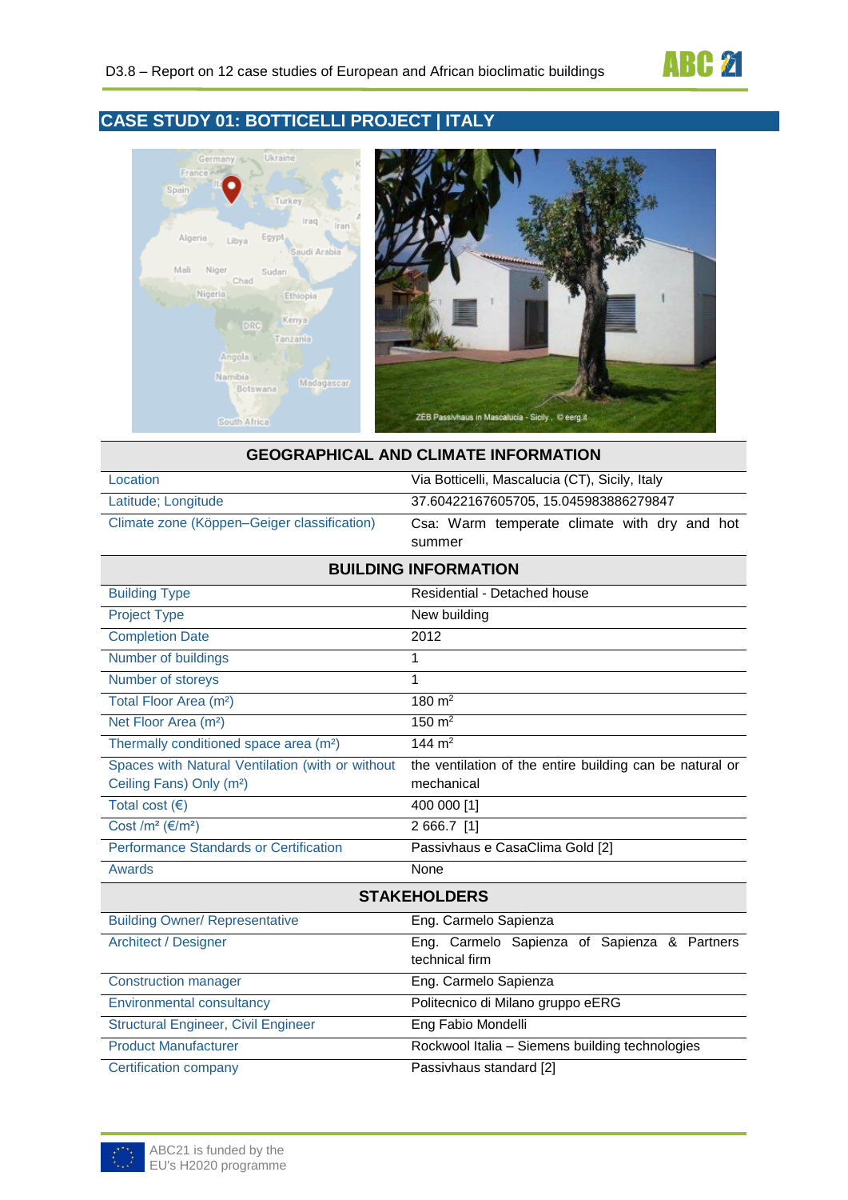## CASE STUDY 01: BOTTICELLI PROJECT | ITALY

| GEOGRAPHICAL AND CLIMATE INFORMATION | |
|---|---|
| Location | Via Botticelli, Mascalucia (CT), Sicily, Italy |
| Latitude; Longitude | 37.60422167605705, 15.045983886279847 |
| Climate zone (Köppen–Geiger classification) | Csa: Warm temperate climate with dry and hot summer |
| **BUILDING INFORMATION** | |
| Building Type | Residential - Detached house |
| Project Type | New building |
| Completion Date | 2012 |
| Number of buildings | 1 |
| Number of storeys | 1 |
| Total Floor Area (m²) | 180 m² |
| Net Floor Area (m²) | 150 m² |
| Thermally conditioned space area (m²) | 144 m² |
| Spaces with Natural Ventilation (with or without Ceiling Fans) Only (m²) | the ventilation of the entire building can be natural or mechanical |
| Total cost (€) | 400 000 [1] |
| Cost /m² (€/m²) | 2 666.7 [1] |
| Performance Standards or Certification | Passivhaus e CasaClima Gold [2] |
| Awards | None |
| **STAKEHOLDERS** | |
| Building Owner/ Representative | Eng. Carmelo Sapienza |
| Architect / Designer | Eng. Carmelo Sapienza of Sapienza & Partners technical firm |
| Construction manager | Eng. Carmelo Sapienza |
| Environmental consultancy | Politecnico di Milano gruppo eERG |
| Structural Engineer, Civil Engineer | Eng Fabio Mondelli |
| Product Manufacturer | Rockwool Italia – Siemens building technologies |
| Certification company | Passivhaus standard [2] |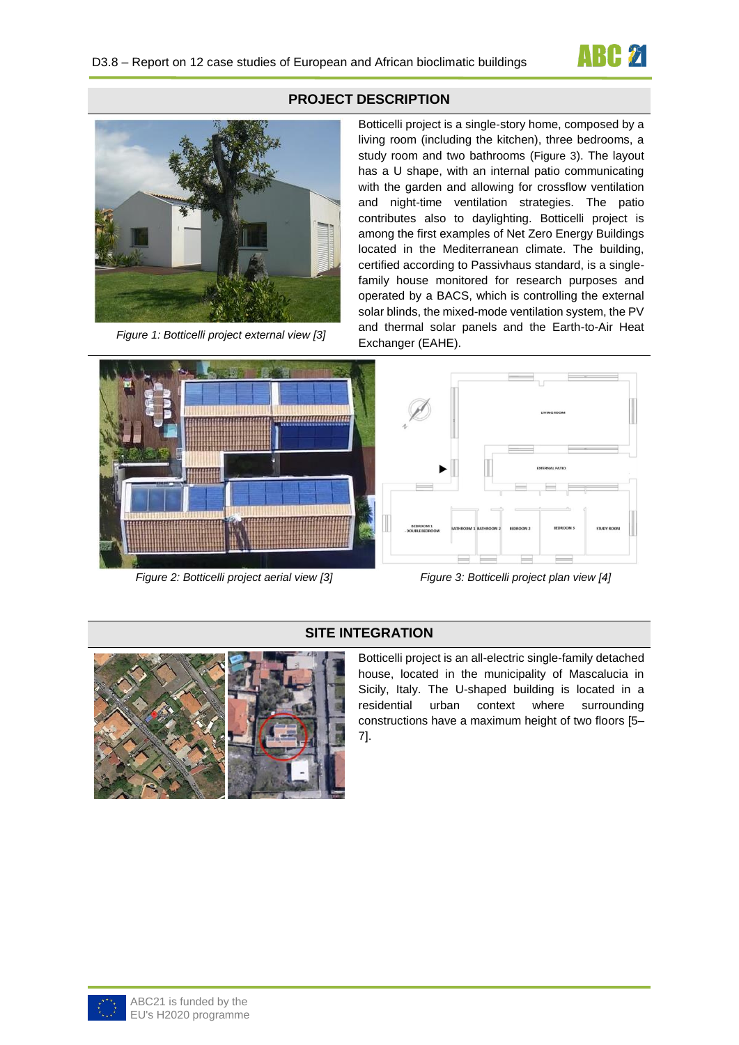## PROJECT DESCRIPTION

Botticelli project is a single-story home, composed by a living room (including the kitchen), three bedrooms, a study room and two bathrooms (Figure 3). The layout has a U shape, with an internal patio communicating with the garden and allowing for crossflow ventilation and night-time ventilation strategies. The patio contributes also to daylighting. Botticelli project is among the first examples of Net Zero Energy Buildings located in the Mediterranean climate. The building, certified according to Passivhaus standard, is a single-family house monitored for research purposes and operated by a BACS, which is controlling the external solar blinds, the mixed-mode ventilation system, the PV and thermal solar panels and the Earth-to-Air Heat Exchanger (EAHE).

*Figure 1: Botticelli project external view [3]*

*Figure 2: Botticelli project aerial view [3]*

*Figure 3: Botticelli project plan view [4]*

## SITE INTEGRATION

Botticelli project is an all-electric single-family detached house, located in the municipality of Mascalucia in Sicily, Italy. The U-shaped building is located in a residential urban context where surrounding constructions have a maximum height of two floors [5–7].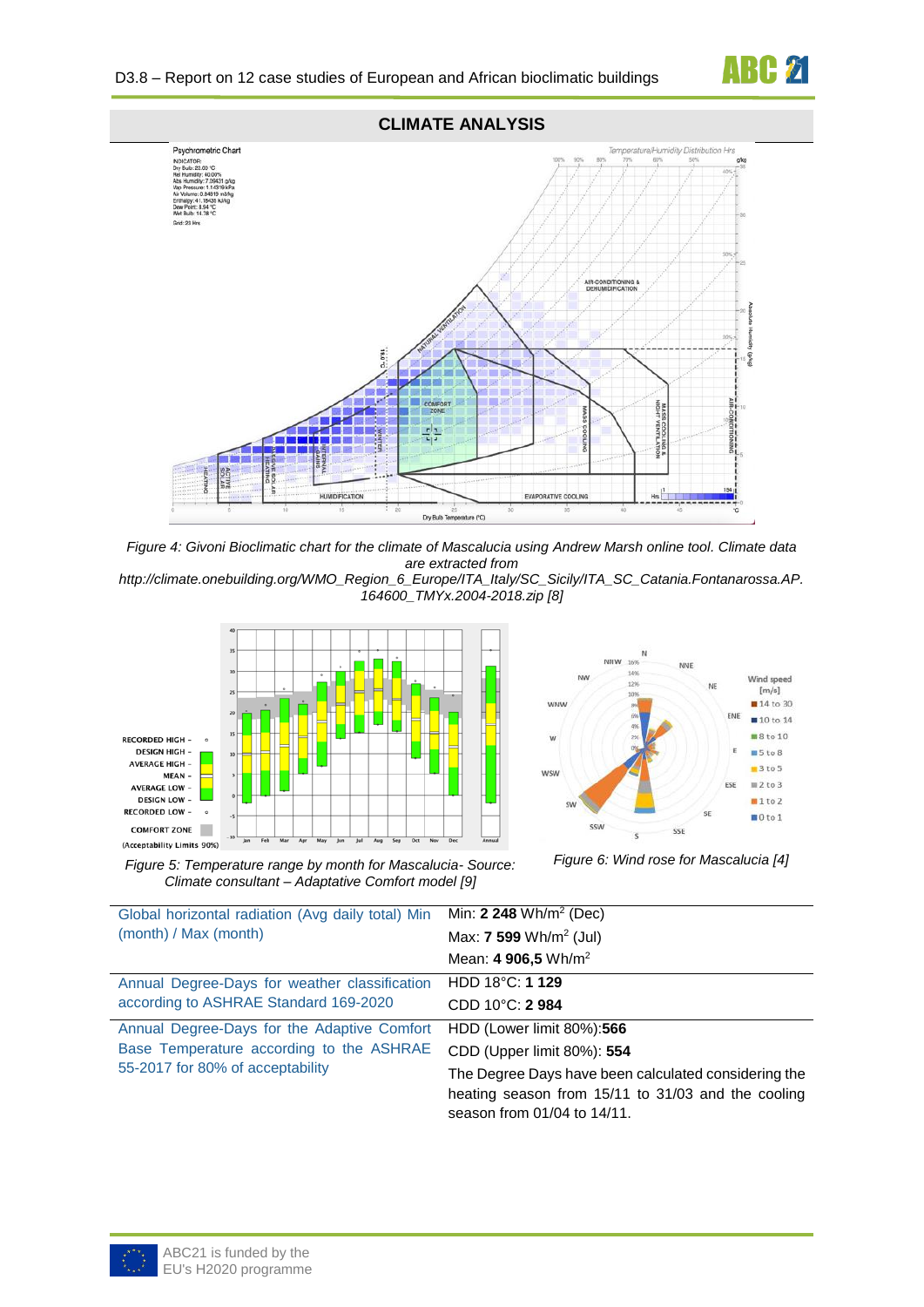## CLIMATE ANALYSIS

*Figure 4: Givoni Bioclimatic chart for the climate of Mascalucia using Andrew Marsh online tool. Climate data are extracted from http://climate.onebuilding.org/WMO_Region_6_Europe/ITA_Italy/SC_Sicily/ITA_SC_Catania.Fontanarossa.AP.164600_TMYx.2004-2018.zip [8]*

*Figure 5: Temperature range by month for Mascalucia- Source: Climate consultant – Adaptative Comfort model [9]*

*Figure 6: Wind rose for Mascalucia [4]*

| | |
|---|---|
| Global horizontal radiation (Avg daily total) Min (month) / Max (month) | Min: **2 248** Wh/m² (Dec)<br>Max: **7 599** Wh/m² (Jul)<br>Mean: **4 906,5** Wh/m² |
| Annual Degree-Days for weather classification according to ASHRAE Standard 169-2020 | HDD 18°C: **1 129**<br>CDD 10°C: **2 984** |
| Annual Degree-Days for the Adaptive Comfort Base Temperature according to the ASHRAE 55-2017 for 80% of acceptability | HDD (Lower limit 80%):**566**<br>CDD (Upper limit 80%): **554**<br>The Degree Days have been calculated considering the heating season from 15/11 to 31/03 and the cooling season from 01/04 to 14/11. |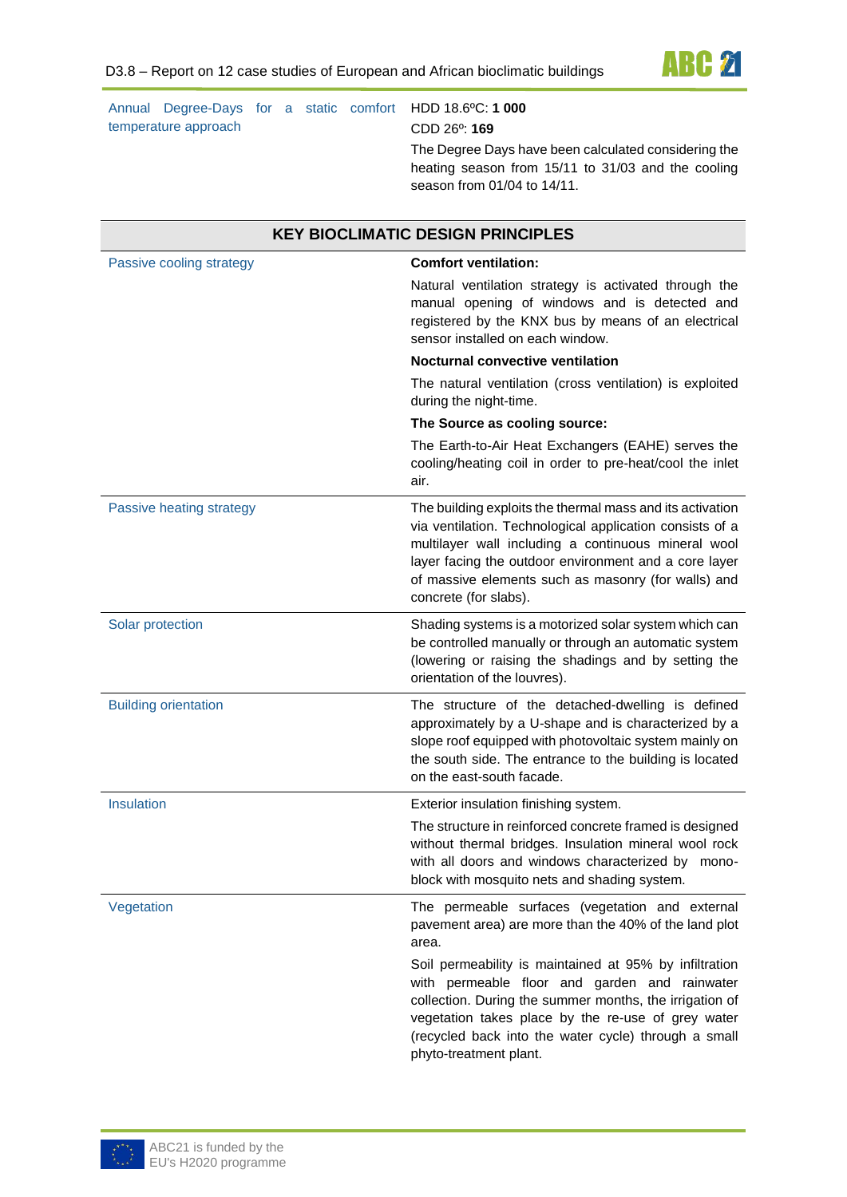| | |
|---|---|
| Annual Degree-Days for a static comfort temperature approach | HDD 18.6ºC: **1 000**<br>CDD 26º: **169**<br>The Degree Days have been calculated considering the heating season from 15/11 to 31/03 and the cooling season from 01/04 to 14/11. |

| **KEY BIOCLIMATIC DESIGN PRINCIPLES** | |
|---|---|
| Passive cooling strategy | **Comfort ventilation:**<br>Natural ventilation strategy is activated through the manual opening of windows and is detected and registered by the KNX bus by means of an electrical sensor installed on each window.<br>**Nocturnal convective ventilation**<br>The natural ventilation (cross ventilation) is exploited during the night-time.<br>**The Source as cooling source:**<br>The Earth-to-Air Heat Exchangers (EAHE) serves the cooling/heating coil in order to pre-heat/cool the inlet air. |
| Passive heating strategy | The building exploits the thermal mass and its activation via ventilation. Technological application consists of a multilayer wall including a continuous mineral wool layer facing the outdoor environment and a core layer of massive elements such as masonry (for walls) and concrete (for slabs). |
| Solar protection | Shading systems is a motorized solar system which can be controlled manually or through an automatic system (lowering or raising the shadings and by setting the orientation of the louvres). |
| Building orientation | The structure of the detached-dwelling is defined approximately by a U-shape and is characterized by a slope roof equipped with photovoltaic system mainly on the south side. The entrance to the building is located on the east-south facade. |
| Insulation | Exterior insulation finishing system.<br>The structure in reinforced concrete framed is designed without thermal bridges. Insulation mineral wool rock with all doors and windows characterized by mono-block with mosquito nets and shading system. |
| Vegetation | The permeable surfaces (vegetation and external pavement area) are more than the 40% of the land plot area.<br>Soil permeability is maintained at 95% by infiltration with permeable floor and garden and rainwater collection. During the summer months, the irrigation of vegetation takes place by the re-use of grey water (recycled back into the water cycle) through a small phyto-treatment plant. |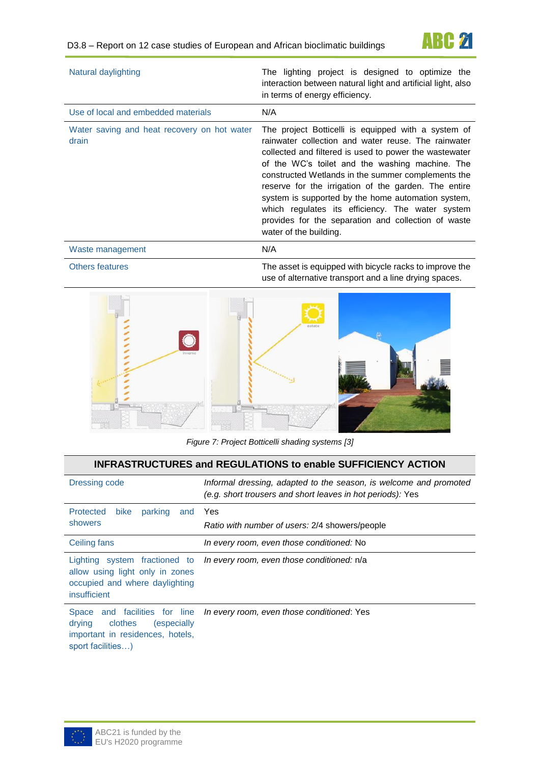| | |
|---|---|
| Natural daylighting | The lighting project is designed to optimize the interaction between natural light and artificial light, also in terms of energy efficiency. |
| Use of local and embedded materials | N/A |
| Water saving and heat recovery on hot water drain | The project Botticelli is equipped with a system of rainwater collection and water reuse. The rainwater collected and filtered is used to power the wastewater of the WC's toilet and the washing machine. The constructed Wetlands in the summer complements the reserve for the irrigation of the garden. The entire system is supported by the home automation system, which regulates its efficiency. The water system provides for the separation and collection of waste water of the building. |
| Waste management | N/A |
| Others features | The asset is equipped with bicycle racks to improve the use of alternative transport and a line drying spaces. |

*Figure 7: Project Botticelli shading systems [3]*

| INFRASTRUCTURES and REGULATIONS to enable SUFFICIENCY ACTION | |
|---|---|
| Dressing code | *Informal dressing, adapted to the season, is welcome and promoted (e.g. short trousers and short leaves in hot periods):* Yes |
| Protected bike parking and showers | Yes<br>*Ratio with number of users:* 2/4 showers/people |
| Ceiling fans | *In every room, even those conditioned:* No |
| Lighting system fractioned to allow using light only in zones occupied and where daylighting insufficient | *In every room, even those conditioned:* n/a |
| Space and facilities for line drying clothes (especially important in residences, hotels, sport facilities…) | *In every room, even those conditioned*: Yes |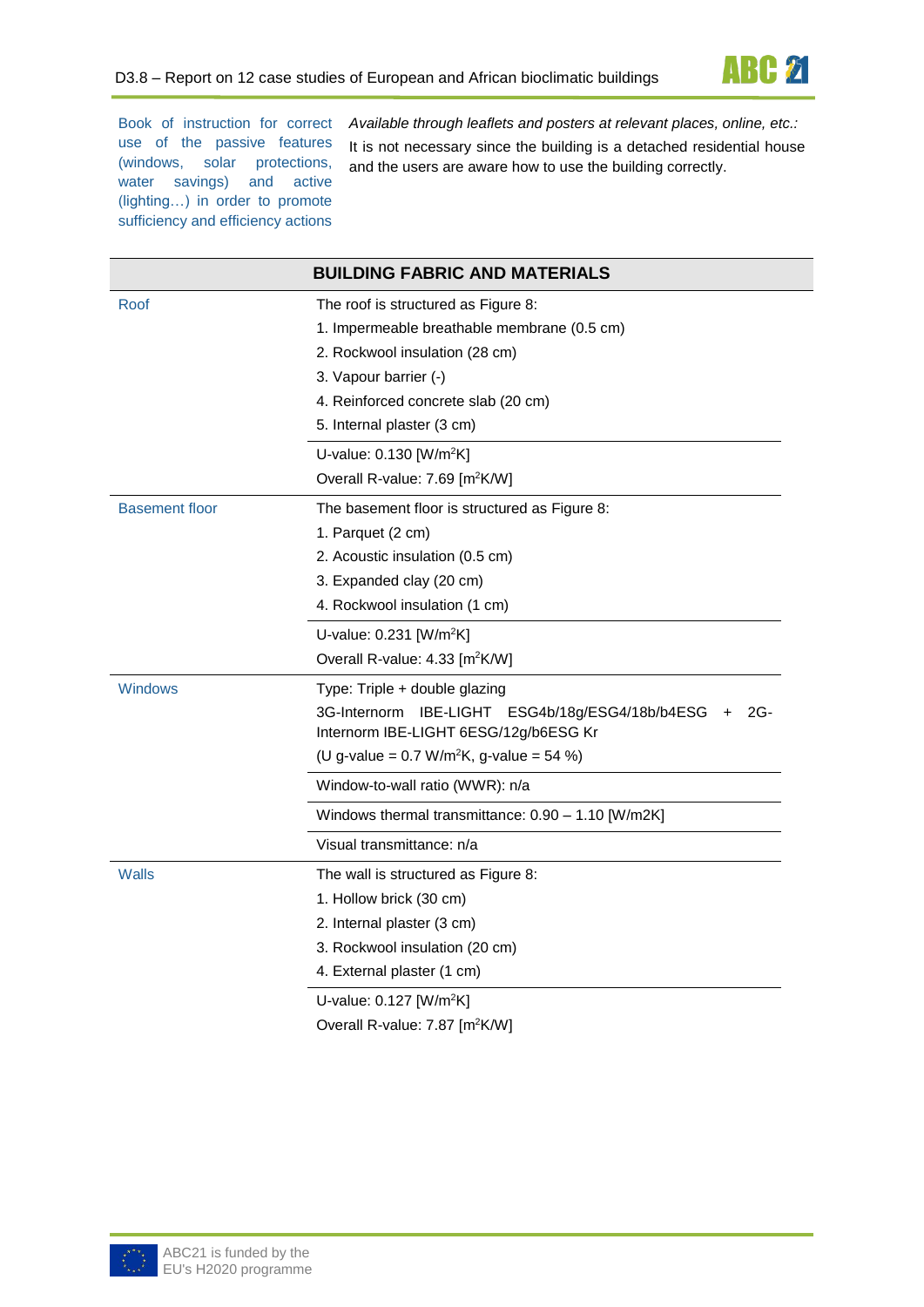| | |
|---|---|
| Book of instruction for correct use of the passive features (windows, solar protections, water savings) and active (lighting…) in order to promote sufficiency and efficiency actions | *Available through leaflets and posters at relevant places, online, etc.:* It is not necessary since the building is a detached residential house and the users are aware how to use the building correctly. |

| BUILDING FABRIC AND MATERIALS | |
|---|---|
| Roof | The roof is structured as Figure 8:<br>1. Impermeable breathable membrane (0.5 cm)<br>2. Rockwool insulation (28 cm)<br>3. Vapour barrier (-)<br>4. Reinforced concrete slab (20 cm)<br>5. Internal plaster (3 cm) |
| | U-value: 0.130 [W/m$^2$K]<br>Overall R-value: 7.69 [m$^2$K/W] |
| Basement floor | The basement floor is structured as Figure 8:<br>1. Parquet (2 cm)<br>2. Acoustic insulation (0.5 cm)<br>3. Expanded clay (20 cm)<br>4. Rockwool insulation (1 cm) |
| | U-value: 0.231 [W/m$^2$K]<br>Overall R-value: 4.33 [m$^2$K/W] |
| Windows | Type: Triple + double glazing<br>3G-Internorm IBE-LIGHT ESG4b/18g/ESG4/18b/b4ESG + 2G-Internorm IBE-LIGHT 6ESG/12g/b6ESG Kr<br>(U g-value = 0.7 W/m$^2$K, g-value = 54 %) |
| | Window-to-wall ratio (WWR): n/a |
| | Windows thermal transmittance: 0.90 – 1.10 [W/m2K] |
| | Visual transmittance: n/a |
| Walls | The wall is structured as Figure 8:<br>1. Hollow brick (30 cm)<br>2. Internal plaster (3 cm)<br>3. Rockwool insulation (20 cm)<br>4. External plaster (1 cm) |
| | U-value: 0.127 [W/m$^2$K]<br>Overall R-value: 7.87 [m$^2$K/W] |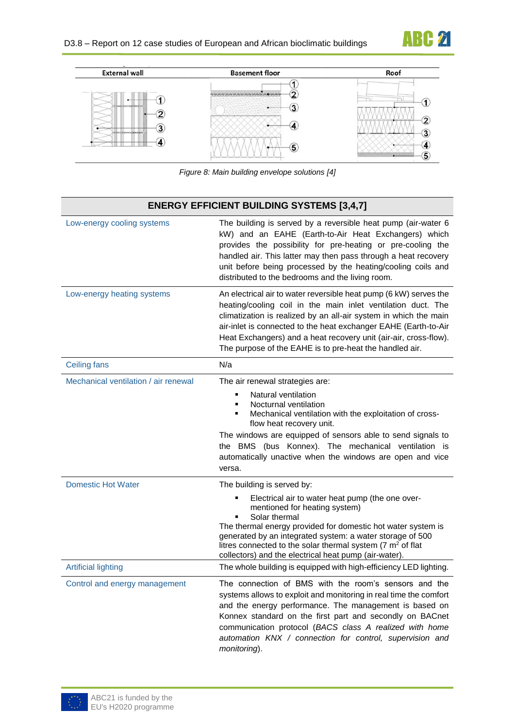| External wall | Basement floor | Roof |
|---|---|---|
| ① ② ③ ④ | ① ② ③ ④ ⑤ | ① ② ③ ④ ⑤ |

*Figure 8: Main building envelope solutions [4]*

| ENERGY EFFICIENT BUILDING SYSTEMS [3,4,7] | |
|---|---|
| Low-energy cooling systems | The building is served by a reversible heat pump (air-water 6 kW) and an EAHE (Earth-to-Air Heat Exchangers) which provides the possibility for pre-heating or pre-cooling the handled air. This latter may then pass through a heat recovery unit before being processed by the heating/cooling coils and distributed to the bedrooms and the living room. |
| Low-energy heating systems | An electrical air to water reversible heat pump (6 kW) serves the heating/cooling coil in the main inlet ventilation duct. The climatization is realized by an all-air system in which the main air-inlet is connected to the heat exchanger EAHE (Earth-to-Air Heat Exchangers) and a heat recovery unit (air-air, cross-flow). The purpose of the EAHE is to pre-heat the handled air. |
| Ceiling fans | N/a |
| Mechanical ventilation / air renewal | The air renewal strategies are: <br>▪ Natural ventilation <br>▪ Nocturnal ventilation <br>▪ Mechanical ventilation with the exploitation of cross-flow heat recovery unit. <br>The windows are equipped of sensors able to send signals to the BMS (bus Konnex). The mechanical ventilation is automatically unactive when the windows are open and vice versa. |
| Domestic Hot Water | The building is served by: <br>▪ Electrical air to water heat pump (the one over-mentioned for heating system) <br>▪ Solar thermal <br>The thermal energy provided for domestic hot water system is generated by an integrated system: a water storage of 500 litres connected to the solar thermal system (7 m$^2$ of flat collectors) and the electrical heat pump (air-water). |
| Artificial lighting | The whole building is equipped with high-efficiency LED lighting. |
| Control and energy management | The connection of BMS with the room's sensors and the systems allows to exploit and monitoring in real time the comfort and the energy performance. The management is based on Konnex standard on the first part and secondly on BACnet communication protocol (*BACS class A realized with home automation KNX / connection for control, supervision and monitoring*). |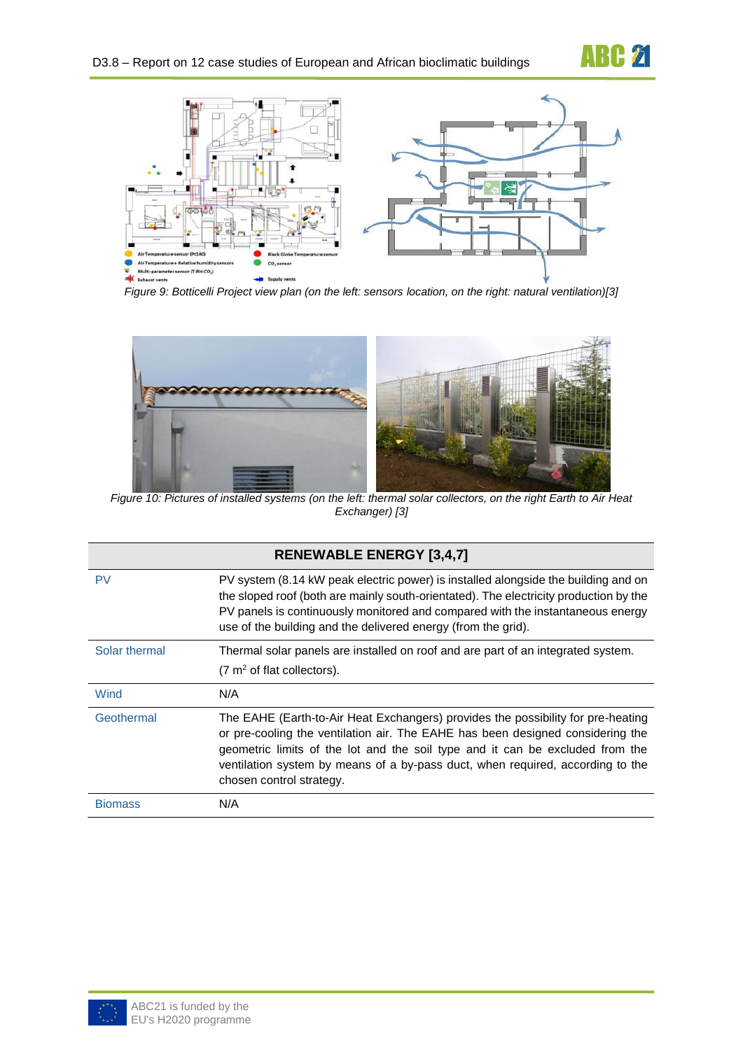Figure 9: Botticelli Project view plan (on the left: sensors location, on the right: natural ventilation)[3]

Figure 10: Pictures of installed systems (on the left: thermal solar collectors, on the right Earth to Air Heat Exchanger) [3]

| RENEWABLE ENERGY [3,4,7] | |
|---|---|
| PV | PV system (8.14 kW peak electric power) is installed alongside the building and on the sloped roof (both are mainly south-orientated). The electricity production by the PV panels is continuously monitored and compared with the instantaneous energy use of the building and the delivered energy (from the grid). |
| Solar thermal | Thermal solar panels are installed on roof and are part of an integrated system. (7 $m^2$ of flat collectors). |
| Wind | N/A |
| Geothermal | The EAHE (Earth-to-Air Heat Exchangers) provides the possibility for pre-heating or pre-cooling the ventilation air. The EAHE has been designed considering the geometric limits of the lot and the soil type and it can be excluded from the ventilation system by means of a by-pass duct, when required, according to the chosen control strategy. |
| Biomass | N/A |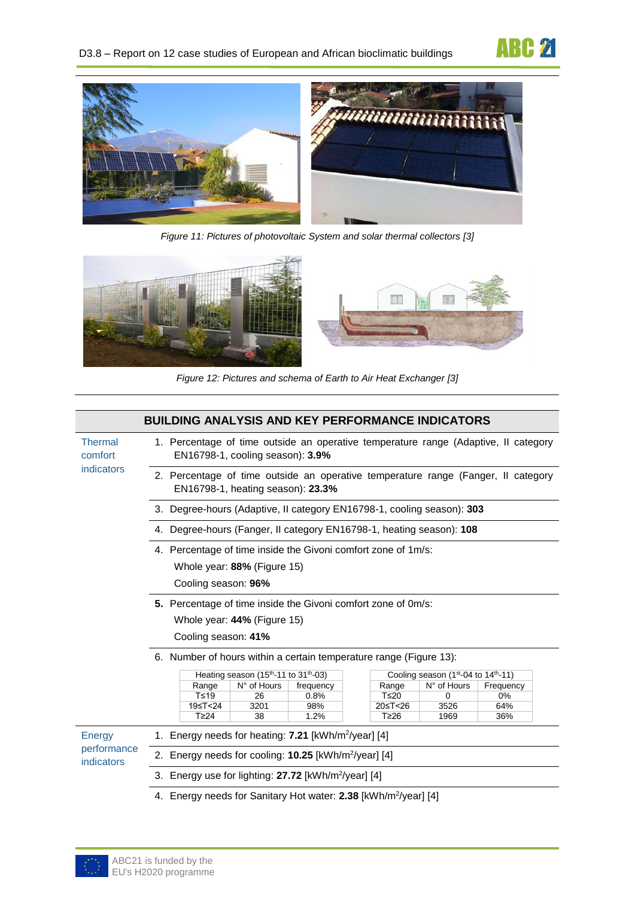*Figure 11: Pictures of photovoltaic System and solar thermal collectors [3]*

*Figure 12: Pictures and schema of Earth to Air Heat Exchanger [3]*

## BUILDING ANALYSIS AND KEY PERFORMANCE INDICATORS

**Thermal comfort indicators**

1. Percentage of time outside an operative temperature range (Adaptive, II category EN16798-1, cooling season): **3.9%**
2. Percentage of time outside an operative temperature range (Fanger, II category EN16798-1, heating season): **23.3%**
3. Degree-hours (Adaptive, II category EN16798-1, cooling season): **303**
4. Degree-hours (Fanger, II category EN16798-1, heating season): **108**
4. Percentage of time inside the Givoni comfort zone of 1m/s:
   Whole year: **88%** (Figure 15)
   Cooling season: **96%**
5. Percentage of time inside the Givoni comfort zone of 0m/s:
   Whole year: **44%** (Figure 15)
   Cooling season: **41%**
6. Number of hours within a certain temperature range (Figure 13):

| Heating season (15th-11 to 31th-03) | | |
|---|---|---|
| Range | N° of Hours | frequency |
| T≤19 | 26 | 0.8% |
| 19≤T<24 | 3201 | 98% |
| T≥24 | 38 | 1.2% |

| Cooling season (1st-04 to 14th-11) | | |
|---|---|---|
| Range | N° of Hours | Frequency |
| T≤20 | 0 | 0% |
| 20≤T<26 | 3526 | 64% |
| T≥26 | 1969 | 36% |

**Energy performance indicators**

1. Energy needs for heating: **7.21** [kWh/m²/year] [4]
2. Energy needs for cooling: **10.25** [kWh/m²/year] [4]
3. Energy use for lighting: **27.72** [kWh/m²/year] [4]
4. Energy needs for Sanitary Hot water: **2.38** [kWh/m²/year] [4]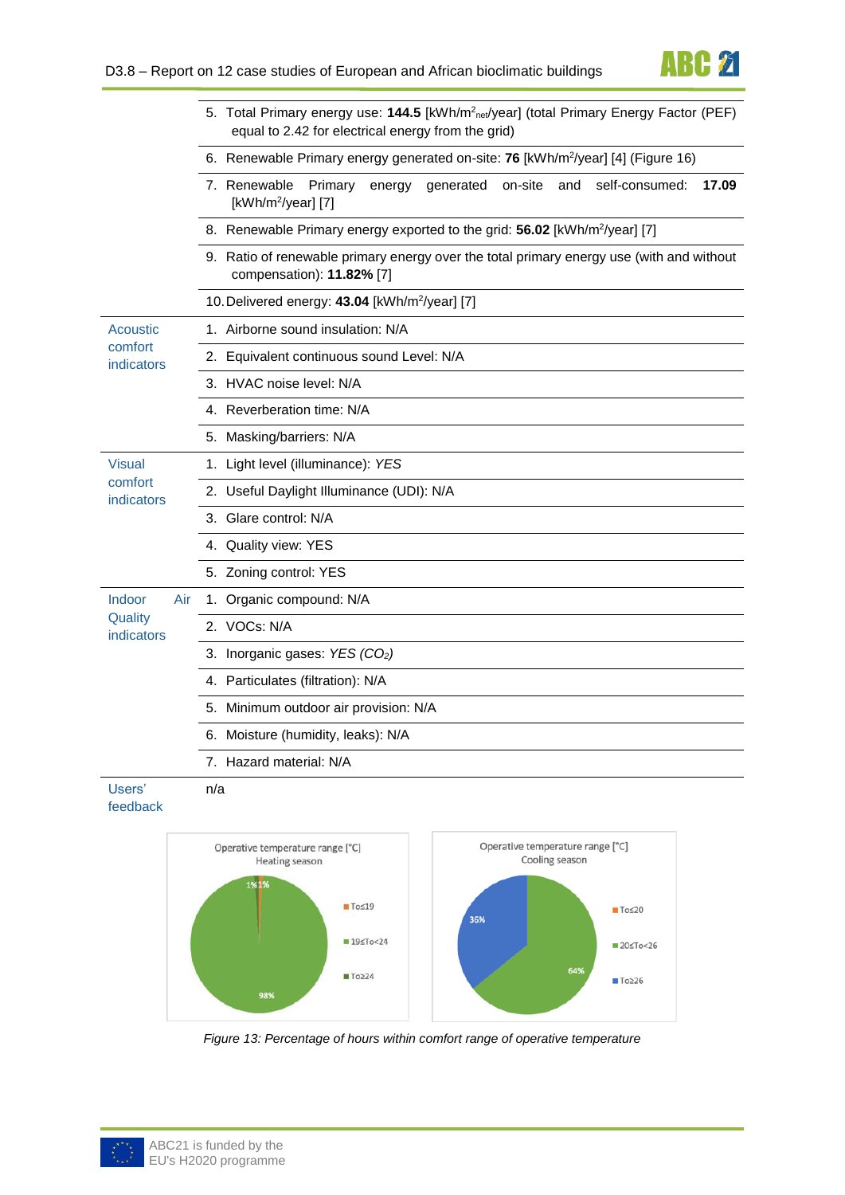| | |
|---|---|
| | 5. Total Primary energy use: **144.5** [kWh/m$^2_{net}$/year] (total Primary Energy Factor (PEF) equal to 2.42 for electrical energy from the grid) |
| | 6. Renewable Primary energy generated on-site: **76** [kWh/m$^2$/year] [4] (Figure 16) |
| | 7. Renewable Primary energy generated on-site and self-consumed: **17.09** [kWh/m$^2$/year] [7] |
| | 8. Renewable Primary energy exported to the grid: **56.02** [kWh/m$^2$/year] [7] |
| | 9. Ratio of renewable primary energy over the total primary energy use (with and without compensation): **11.82%** [7] |
| | 10. Delivered energy: **43.04** [kWh/m$^2$/year] [7] |
| Acoustic comfort indicators | 1. Airborne sound insulation: N/A |
| | 2. Equivalent continuous sound Level: N/A |
| | 3. HVAC noise level: N/A |
| | 4. Reverberation time: N/A |
| | 5. Masking/barriers: N/A |
| Visual comfort indicators | 1. Light level (illuminance): *YES* |
| | 2. Useful Daylight Illuminance (UDI): N/A |
| | 3. Glare control: N/A |
| | 4. Quality view: YES |
| | 5. Zoning control: YES |
| Indoor Air Quality indicators | 1. Organic compound: N/A |
| | 2. VOCs: N/A |
| | 3. Inorganic gases: *YES ($CO_2$)* |
| | 4. Particulates (filtration): N/A |
| | 5. Minimum outdoor air provision: N/A |
| | 6. Moisture (humidity, leaks): N/A |
| | 7. Hazard material: N/A |
| Users' feedback | n/a |

Operative temperature range [°C] Heating season: To≤19: 1%; 19≤To<24: 98%; To≥24: 1%

Operative temperature range [°C] Cooling season: To≤20; 20≤To<26: 64%; To≥26: 36%

*Figure 13: Percentage of hours within comfort range of operative temperature*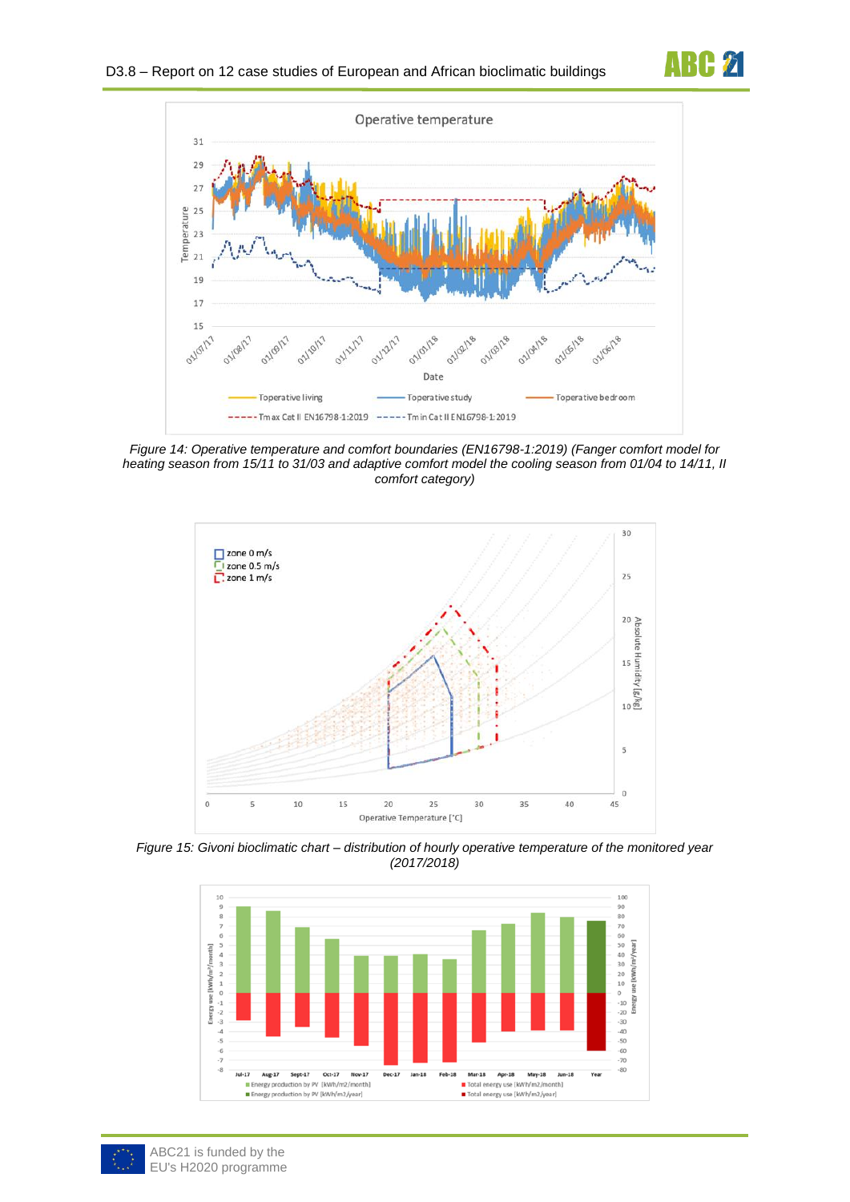*Figure 14: Operative temperature and comfort boundaries (EN16798-1:2019) (Fanger comfort model for heating season from 15/11 to 31/03 and adaptive comfort model the cooling season from 01/04 to 14/11, II comfort category)*

*Figure 15: Givoni bioclimatic chart – distribution of hourly operative temperature of the monitored year (2017/2018)*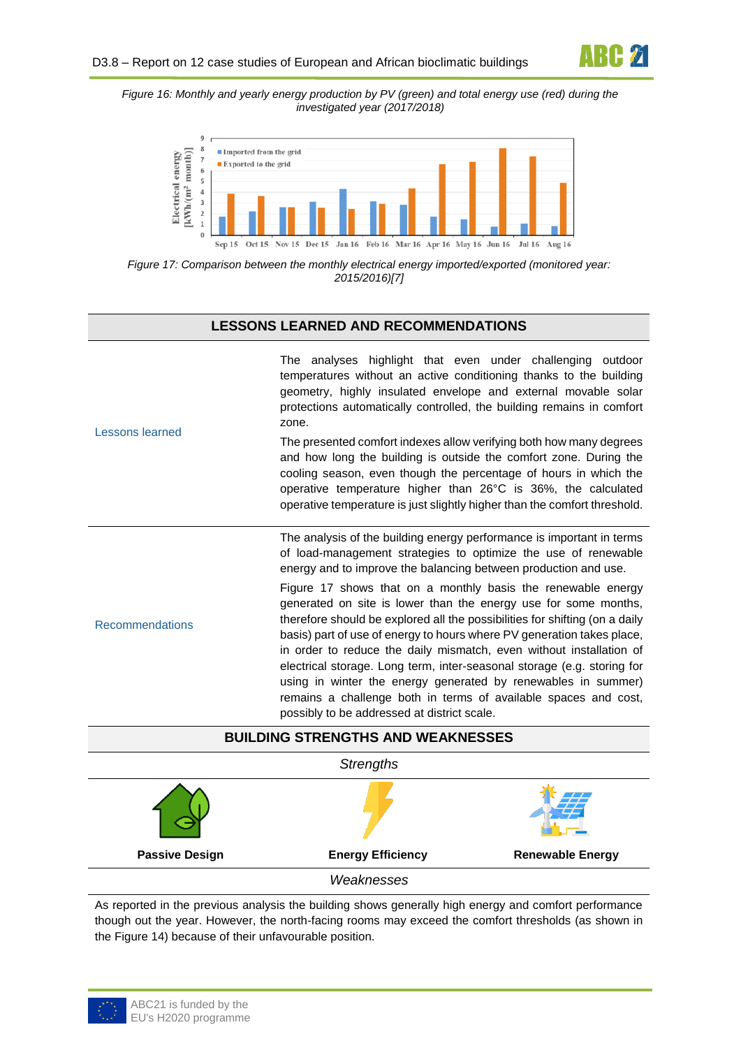*Figure 16: Monthly and yearly energy production by PV (green) and total energy use (red) during the investigated year (2017/2018)*

*Figure 17: Comparison between the monthly electrical energy imported/exported (monitored year: 2015/2016)[7]*

## LESSONS LEARNED AND RECOMMENDATIONS

| | |
|---|---|
| Lessons learned | The analyses highlight that even under challenging outdoor temperatures without an active conditioning thanks to the building geometry, highly insulated envelope and external movable solar protections automatically controlled, the building remains in comfort zone. The presented comfort indexes allow verifying both how many degrees and how long the building is outside the comfort zone. During the cooling season, even though the percentage of hours in which the operative temperature higher than 26°C is 36%, the calculated operative temperature is just slightly higher than the comfort threshold. |
| Recommendations | The analysis of the building energy performance is important in terms of load-management strategies to optimize the use of renewable energy and to improve the balancing between production and use. Figure 17 shows that on a monthly basis the renewable energy generated on site is lower than the energy use for some months, therefore should be explored all the possibilities for shifting (on a daily basis) part of use of energy to hours where PV generation takes place, in order to reduce the daily mismatch, even without installation of electrical storage. Long term, inter-seasonal storage (e.g. storing for using in winter the energy generated by renewables in summer) remains a challenge both in terms of available spaces and cost, possibly to be addressed at district scale. |

## BUILDING STRENGTHS AND WEAKNESSES

*Strengths*

| **Passive Design** | **Energy Efficiency** | **Renewable Energy** |
|---|---|---|

*Weaknesses*

As reported in the previous analysis the building shows generally high energy and comfort performance though out the year. However, the north-facing rooms may exceed the comfort thresholds (as shown in the Figure 14) because of their unfavourable position.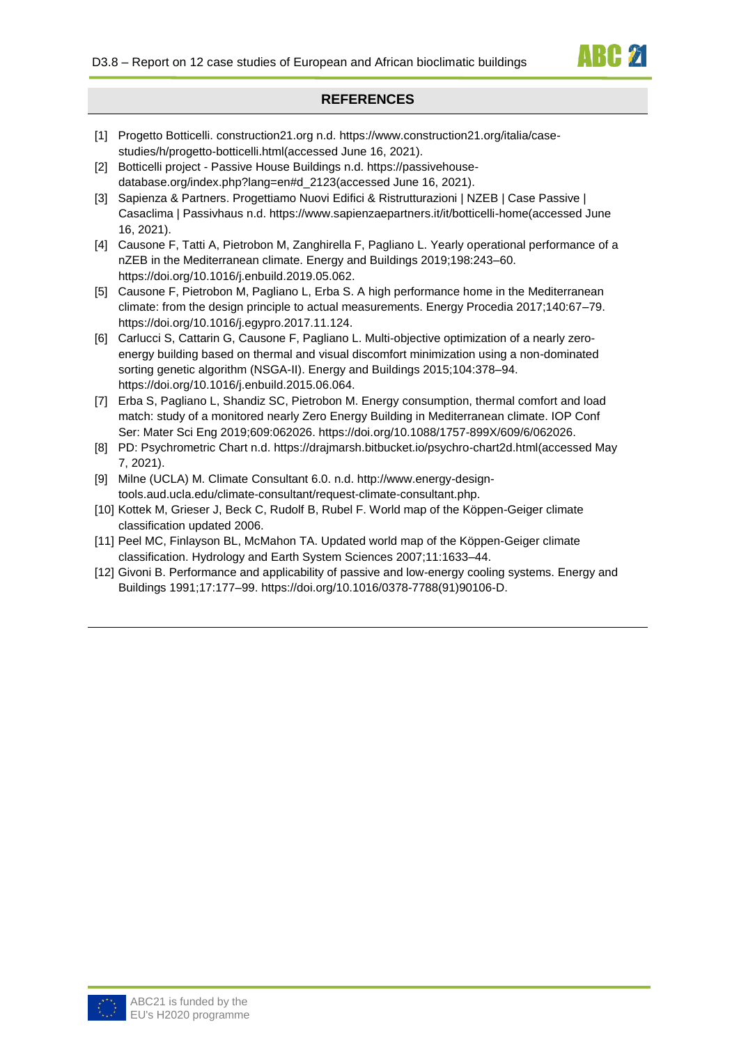## REFERENCES

[1] Progetto Botticelli. construction21.org n.d. https://www.construction21.org/italia/case-studies/h/progetto-botticelli.html(accessed June 16, 2021).

[2] Botticelli project - Passive House Buildings n.d. https://passivehouse-database.org/index.php?lang=en#d_2123(accessed June 16, 2021).

[3] Sapienza & Partners. Progettiamo Nuovi Edifici & Ristrutturazioni | NZEB | Case Passive | Casaclima | Passivhaus n.d. https://www.sapienzaepartners.it/it/botticelli-home(accessed June 16, 2021).

[4] Causone F, Tatti A, Pietrobon M, Zanghirella F, Pagliano L. Yearly operational performance of a nZEB in the Mediterranean climate. Energy and Buildings 2019;198:243–60. https://doi.org/10.1016/j.enbuild.2019.05.062.

[5] Causone F, Pietrobon M, Pagliano L, Erba S. A high performance home in the Mediterranean climate: from the design principle to actual measurements. Energy Procedia 2017;140:67–79. https://doi.org/10.1016/j.egypro.2017.11.124.

[6] Carlucci S, Cattarin G, Causone F, Pagliano L. Multi-objective optimization of a nearly zero-energy building based on thermal and visual discomfort minimization using a non-dominated sorting genetic algorithm (NSGA-II). Energy and Buildings 2015;104:378–94. https://doi.org/10.1016/j.enbuild.2015.06.064.

[7] Erba S, Pagliano L, Shandiz SC, Pietrobon M. Energy consumption, thermal comfort and load match: study of a monitored nearly Zero Energy Building in Mediterranean climate. IOP Conf Ser: Mater Sci Eng 2019;609:062026. https://doi.org/10.1088/1757-899X/609/6/062026.

[8] PD: Psychrometric Chart n.d. https://drajmarsh.bitbucket.io/psychro-chart2d.html(accessed May 7, 2021).

[9] Milne (UCLA) M. Climate Consultant 6.0. n.d. http://www.energy-design-tools.aud.ucla.edu/climate-consultant/request-climate-consultant.php.

[10] Kottek M, Grieser J, Beck C, Rudolf B, Rubel F. World map of the Köppen-Geiger climate classification updated 2006.

[11] Peel MC, Finlayson BL, McMahon TA. Updated world map of the Köppen-Geiger climate classification. Hydrology and Earth System Sciences 2007;11:1633–44.

[12] Givoni B. Performance and applicability of passive and low-energy cooling systems. Energy and Buildings 1991;17:177–99. https://doi.org/10.1016/0378-7788(91)90106-D.